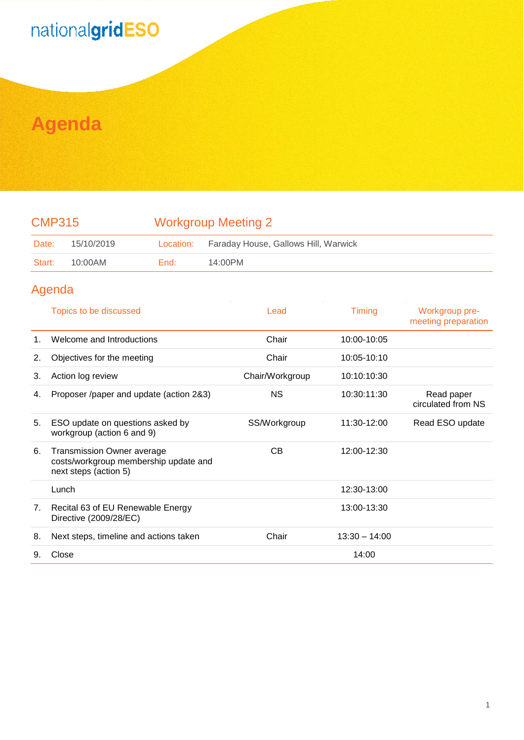nationalgridESO

# Agenda

| CMP315 | | Workgroup Meeting 2 | |
|---|---|---|---|
| Date: | 15/10/2019 | Location: | Faraday House, Gallows Hill, Warwick |
| Start: | 10:00AM | End: | 14:00PM |

## Agenda

| | Topics to be discussed | Lead | Timing | Workgroup pre-meeting preparation |
|---|---|---|---|---|
| 1. | Welcome and Introductions | Chair | 10:00-10:05 | |
| 2. | Objectives for the meeting | Chair | 10:05-10:10 | |
| 3. | Action log review | Chair/Workgroup | 10:10:10:30 | |
| 4. | Proposer /paper and update (action 2&3) | NS | 10:30:11:30 | Read paper circulated from NS |
| 5. | ESO update on questions asked by workgroup (action 6 and 9) | SS/Workgroup | 11:30-12:00 | Read ESO update |
| 6. | Transmission Owner average costs/workgroup membership update and next steps (action 5) | CB | 12:00-12:30 | |
| | Lunch | | 12:30-13:00 | |
| 7. | Recital 63 of EU Renewable Energy Directive (2009/28/EC) | | 13:00-13:30 | |
| 8. | Next steps, timeline and actions taken | Chair | 13:30 – 14:00 | |
| 9. | Close | | 14:00 | |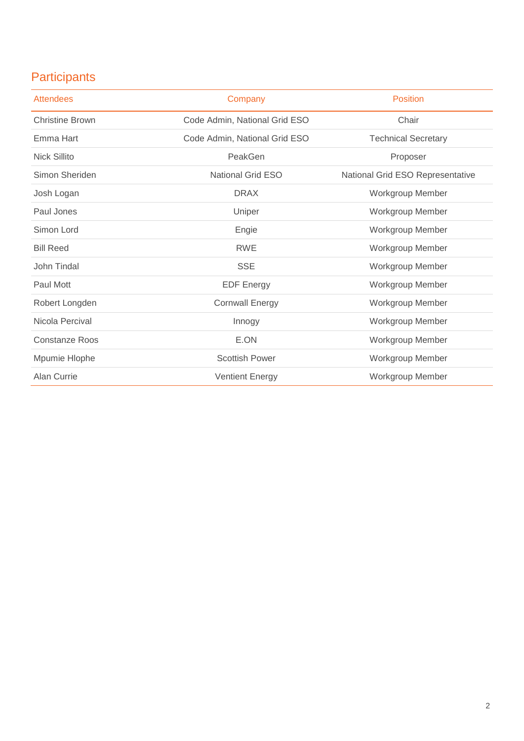## Participants

| Attendees | Company | Position |
|---|---|---|
| Christine Brown | Code Admin, National Grid ESO | Chair |
| Emma Hart | Code Admin, National Grid ESO | Technical Secretary |
| Nick Sillito | PeakGen | Proposer |
| Simon Sheriden | National Grid ESO | National Grid ESO Representative |
| Josh Logan | DRAX | Workgroup Member |
| Paul Jones | Uniper | Workgroup Member |
| Simon Lord | Engie | Workgroup Member |
| Bill Reed | RWE | Workgroup Member |
| John Tindal | SSE | Workgroup Member |
| Paul Mott | EDF Energy | Workgroup Member |
| Robert Longden | Cornwall Energy | Workgroup Member |
| Nicola Percival | Innogy | Workgroup Member |
| Constanze Roos | E.ON | Workgroup Member |
| Mpumie Hlophe | Scottish Power | Workgroup Member |
| Alan Currie | Ventient Energy | Workgroup Member |